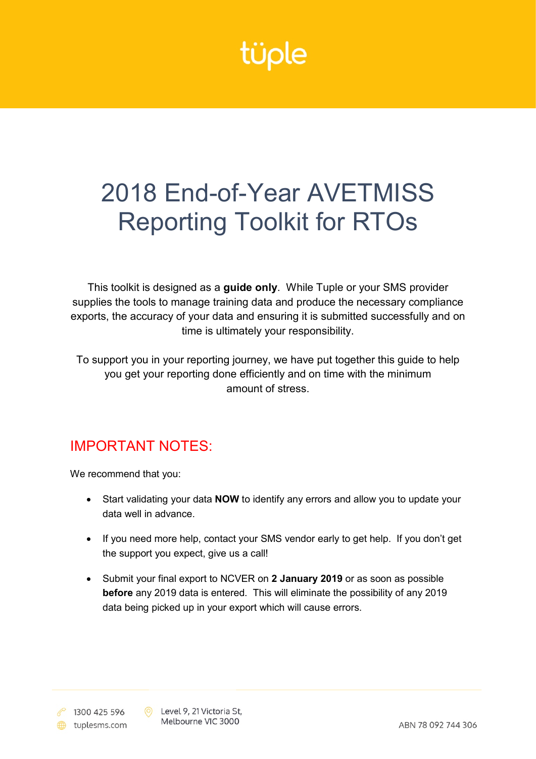# 2018 End-of-Year AVETMISS Reporting Toolkit for RTOs

This toolkit is designed as a **guide only**. While Tuple or your SMS provider supplies the tools to manage training data and produce the necessary compliance exports, the accuracy of your data and ensuring it is submitted successfully and on time is ultimately your responsibility.

To support you in your reporting journey, we have put together this guide to help you get your reporting done efficiently and on time with the minimum amount of stress.

## IMPORTANT NOTES:

We recommend that you:

- Start validating your data **NOW** to identify any errors and allow you to update your data well in advance.
- If you need more help, contact your SMS vendor early to get help. If you don't get the support you expect, give us a call!
- Submit your final export to NCVER on **2 January 2019** or as soon as possible **before** any 2019 data is entered. This will eliminate the possibility of any 2019 data being picked up in your export which will cause errors.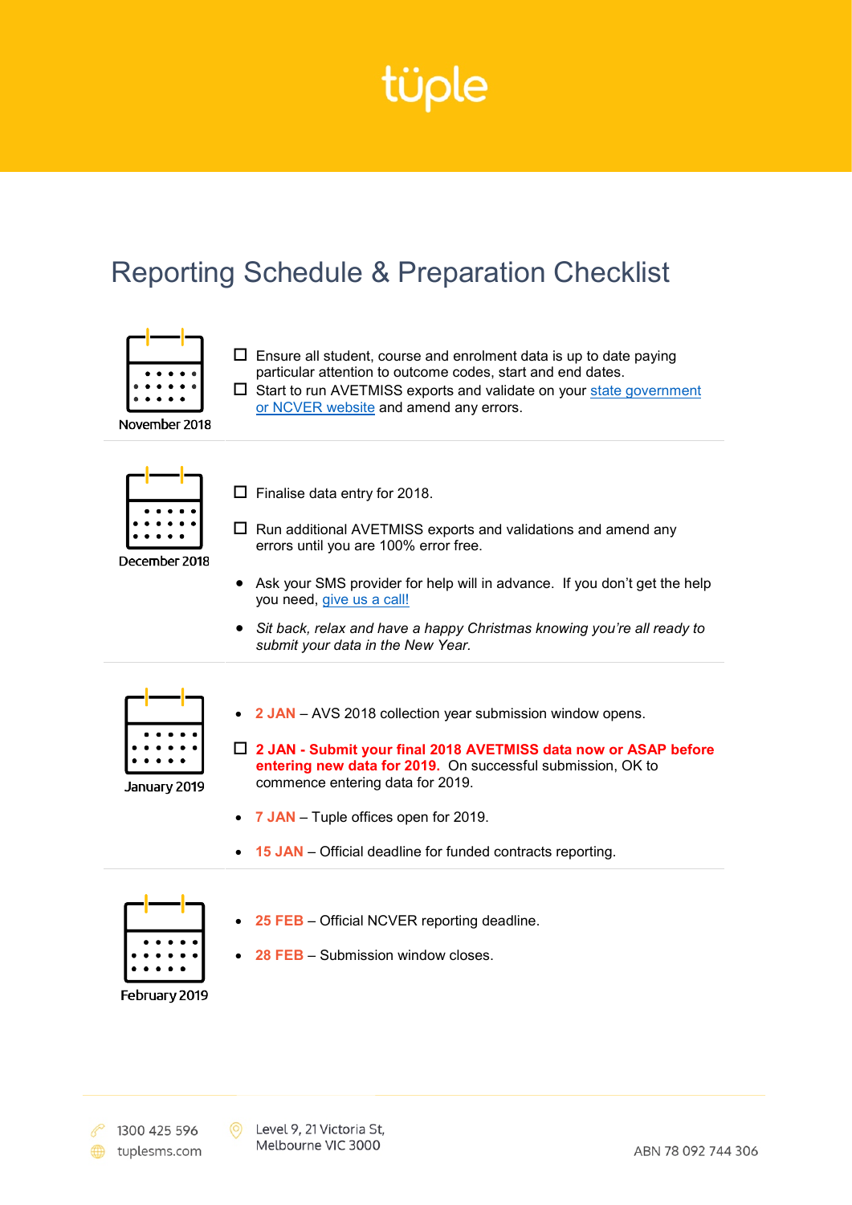# Reporting Schedule & Preparation Checklist

## November 2018

- [ ] Ensure all student, course and enrolment data is up to date paying particular attention to outcome codes, start and end dates.
- [ ] Start to run AVETMISS exports and validate on your state government or NCVER website and amend any errors.

## December 2018

- [ ] Finalise data entry for 2018.
- [ ] Run additional AVETMISS exports and validations and amend any errors until you are 100% error free.

- Ask your SMS provider for help will in advance. If you don't get the help you need, give us a call!
- *Sit back, relax and have a happy Christmas knowing you're all ready to submit your data in the New Year.*

## January 2019

- **2 JAN** – AVS 2018 collection year submission window opens.
- [ ] **2 JAN - Submit your final 2018 AVETMISS data now or ASAP before entering new data for 2019.** On successful submission, OK to commence entering data for 2019.
- **7 JAN** – Tuple offices open for 2019.
- **15 JAN** – Official deadline for funded contracts reporting.

## February 2019

- **25 FEB** – Official NCVER reporting deadline.
- **28 FEB** – Submission window closes.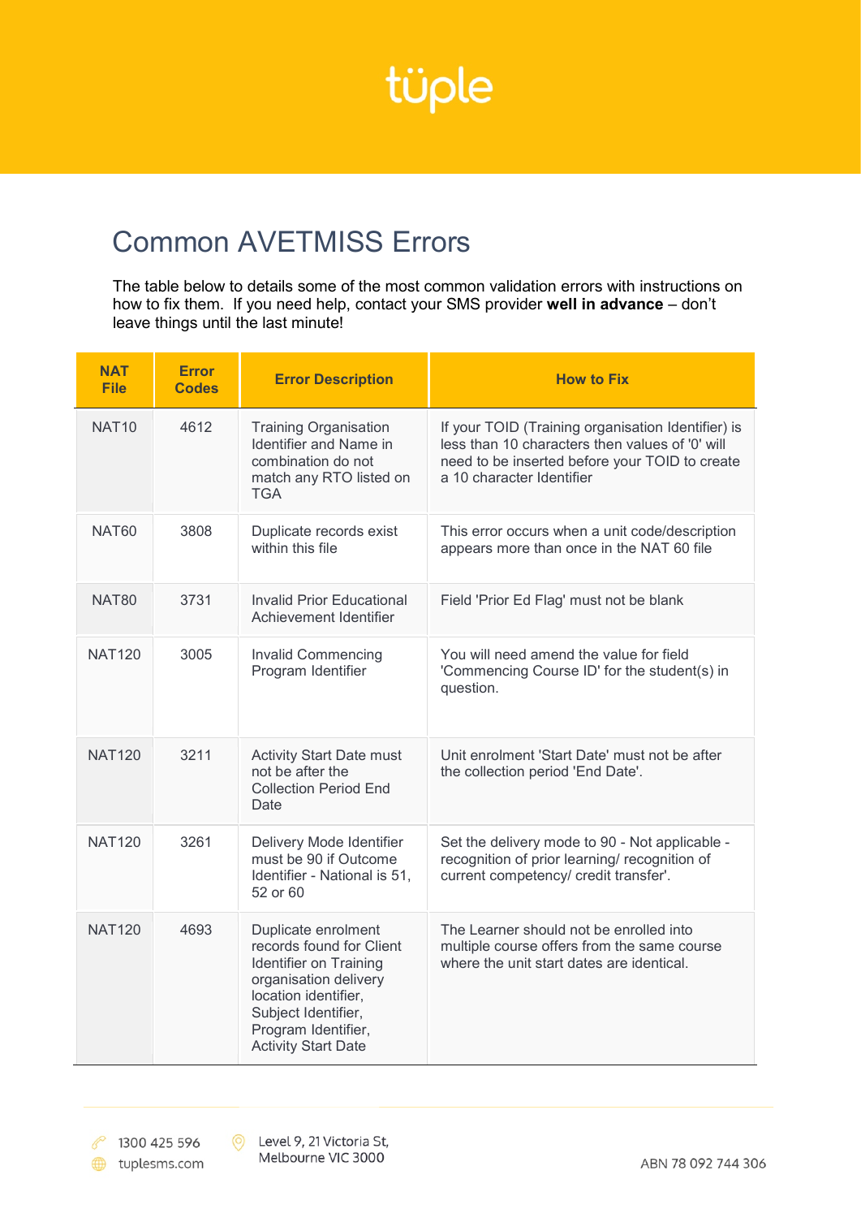# Common AVETMISS Errors

The table below to details some of the most common validation errors with instructions on how to fix them. If you need help, contact your SMS provider **well in advance** – don't leave things until the last minute!

| NAT File | Error Codes | Error Description | How to Fix |
|---|---|---|---|
| NAT10 | 4612 | Training Organisation Identifier and Name in combination do not match any RTO listed on TGA | If your TOID (Training organisation Identifier) is less than 10 characters then values of '0' will need to be inserted before your TOID to create a 10 character Identifier |
| NAT60 | 3808 | Duplicate records exist within this file | This error occurs when a unit code/description appears more than once in the NAT 60 file |
| NAT80 | 3731 | Invalid Prior Educational Achievement Identifier | Field 'Prior Ed Flag' must not be blank |
| NAT120 | 3005 | Invalid Commencing Program Identifier | You will need amend the value for field 'Commencing Course ID' for the student(s) in question. |
| NAT120 | 3211 | Activity Start Date must not be after the Collection Period End Date | Unit enrolment 'Start Date' must not be after the collection period 'End Date'. |
| NAT120 | 3261 | Delivery Mode Identifier must be 90 if Outcome Identifier - National is 51, 52 or 60 | Set the delivery mode to 90 - Not applicable - recognition of prior learning/ recognition of current competency/ credit transfer'. |
| NAT120 | 4693 | Duplicate enrolment records found for Client Identifier on Training organisation delivery location identifier, Subject Identifier, Program Identifier, Activity Start Date | The Learner should not be enrolled into multiple course offers from the same course where the unit start dates are identical. |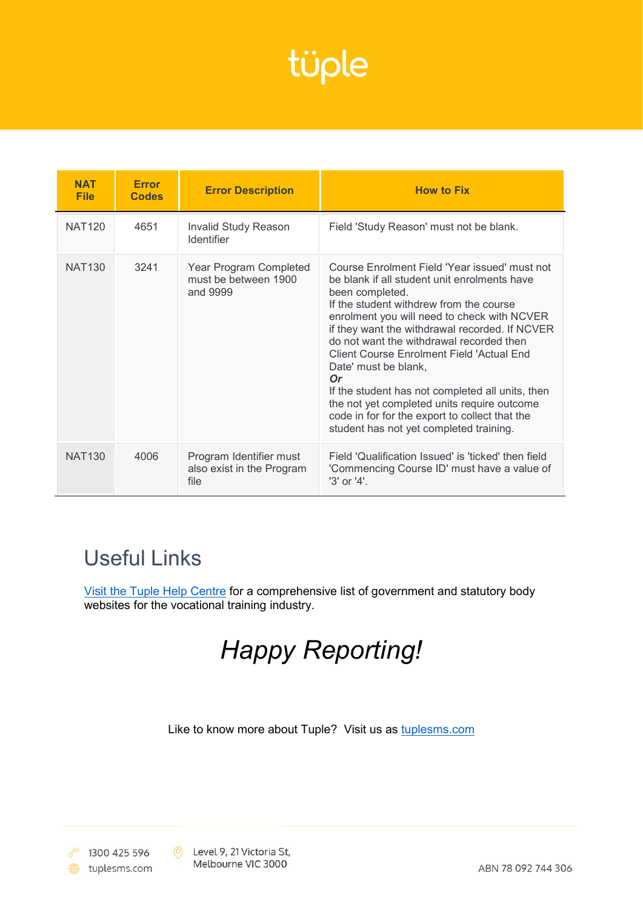| NAT File | Error Codes | Error Description | How to Fix |
|---|---|---|---|
| NAT120 | 4651 | Invalid Study Reason Identifier | Field 'Study Reason' must not be blank. |
| NAT130 | 3241 | Year Program Completed must be between 1900 and 9999 | Course Enrolment Field 'Year issued' must not be blank if all student unit enrolments have been completed.<br>If the student withdrew from the course enrolment you will need to check with NCVER if they want the withdrawal recorded. If NCVER do not want the withdrawal recorded then Client Course Enrolment Field 'Actual End Date' must be blank,<br>***Or***<br>If the student has not completed all units, then the not yet completed units require outcome code in for for the export to collect that the student has not yet completed training. |
| NAT130 | 4006 | Program Identifier must also exist in the Program file | Field 'Qualification Issued' is 'ticked' then field 'Commencing Course ID' must have a value of '3' or '4'. |

## Useful Links

Visit the Tuple Help Centre for a comprehensive list of government and statutory body websites for the vocational training industry.

# *Happy Reporting!*

Like to know more about Tuple? Visit us as tuplesms.com

1300 425 596
tuplesms.com

Level 9, 21 Victoria St,
Melbourne VIC 3000

ABN 78 092 744 306